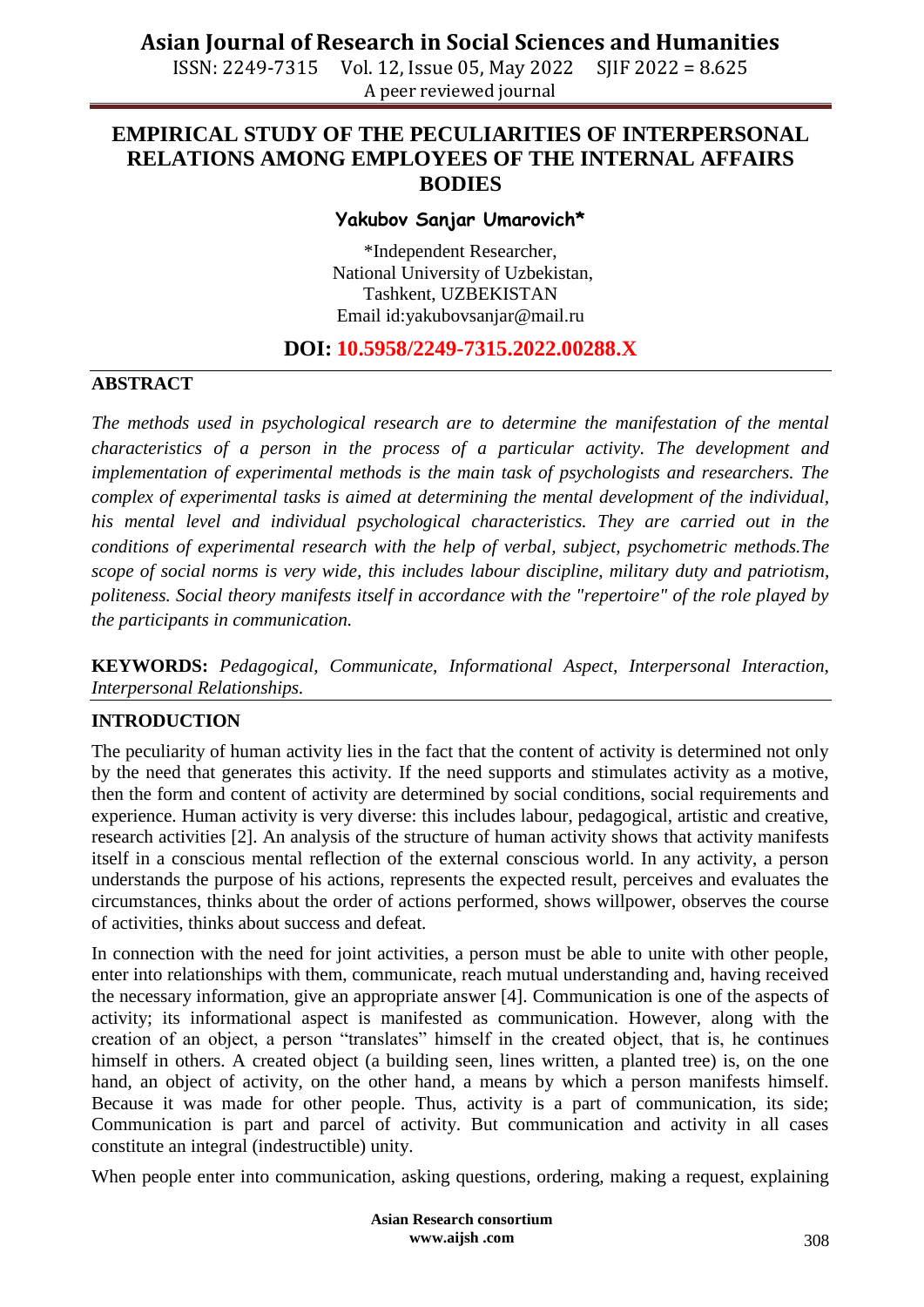# EMPIRICAL STUDY OF THE PECULIARITIES OF INTERPERSONAL RELATIONS AMONG EMPLOYEES OF THE INTERNAL AFFAIRS BODIES

**Yakubov Sanjar Umarovich***

*Independent Researcher,
National University of Uzbekistan,
Tashkent, UZBEKISTAN
Email id:yakubovsanjar@mail.ru

**DOI: 10.5958/2249-7315.2022.00288.X**

## ABSTRACT

*The methods used in psychological research are to determine the manifestation of the mental characteristics of a person in the process of a particular activity. The development and implementation of experimental methods is the main task of psychologists and researchers. The complex of experimental tasks is aimed at determining the mental development of the individual, his mental level and individual psychological characteristics. They are carried out in the conditions of experimental research with the help of verbal, subject, psychometric methods.The scope of social norms is very wide, this includes labour discipline, military duty and patriotism, politeness. Social theory manifests itself in accordance with the "repertoire" of the role played by the participants in communication.*

**KEYWORDS:** *Pedagogical, Communicate, Informational Aspect, Interpersonal Interaction, Interpersonal Relationships.*

## INTRODUCTION

The peculiarity of human activity lies in the fact that the content of activity is determined not only by the need that generates this activity. If the need supports and stimulates activity as a motive, then the form and content of activity are determined by social conditions, social requirements and experience. Human activity is very diverse: this includes labour, pedagogical, artistic and creative, research activities [2]. An analysis of the structure of human activity shows that activity manifests itself in a conscious mental reflection of the external conscious world. In any activity, a person understands the purpose of his actions, represents the expected result, perceives and evaluates the circumstances, thinks about the order of actions performed, shows willpower, observes the course of activities, thinks about success and defeat.

In connection with the need for joint activities, a person must be able to unite with other people, enter into relationships with them, communicate, reach mutual understanding and, having received the necessary information, give an appropriate answer [4]. Communication is one of the aspects of activity; its informational aspect is manifested as communication. However, along with the creation of an object, a person "translates" himself in the created object, that is, he continues himself in others. A created object (a building seen, lines written, a planted tree) is, on the one hand, an object of activity, on the other hand, a means by which a person manifests himself. Because it was made for other people. Thus, activity is a part of communication, its side; Communication is part and parcel of activity. But communication and activity in all cases constitute an integral (indestructible) unity.

When people enter into communication, asking questions, ordering, making a request, explaining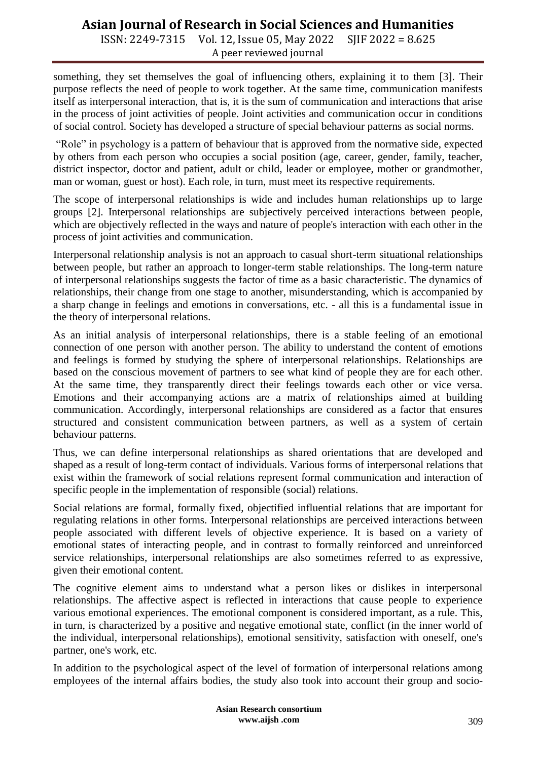something, they set themselves the goal of influencing others, explaining it to them [3]. Their purpose reflects the need of people to work together. At the same time, communication manifests itself as interpersonal interaction, that is, it is the sum of communication and interactions that arise in the process of joint activities of people. Joint activities and communication occur in conditions of social control. Society has developed a structure of special behaviour patterns as social norms.

"Role" in psychology is a pattern of behaviour that is approved from the normative side, expected by others from each person who occupies a social position (age, career, gender, family, teacher, district inspector, doctor and patient, adult or child, leader or employee, mother or grandmother, man or woman, guest or host). Each role, in turn, must meet its respective requirements.

The scope of interpersonal relationships is wide and includes human relationships up to large groups [2]. Interpersonal relationships are subjectively perceived interactions between people, which are objectively reflected in the ways and nature of people's interaction with each other in the process of joint activities and communication.

Interpersonal relationship analysis is not an approach to casual short-term situational relationships between people, but rather an approach to longer-term stable relationships. The long-term nature of interpersonal relationships suggests the factor of time as a basic characteristic. The dynamics of relationships, their change from one stage to another, misunderstanding, which is accompanied by a sharp change in feelings and emotions in conversations, etc. - all this is a fundamental issue in the theory of interpersonal relations.

As an initial analysis of interpersonal relationships, there is a stable feeling of an emotional connection of one person with another person. The ability to understand the content of emotions and feelings is formed by studying the sphere of interpersonal relationships. Relationships are based on the conscious movement of partners to see what kind of people they are for each other. At the same time, they transparently direct their feelings towards each other or vice versa. Emotions and their accompanying actions are a matrix of relationships aimed at building communication. Accordingly, interpersonal relationships are considered as a factor that ensures structured and consistent communication between partners, as well as a system of certain behaviour patterns.

Thus, we can define interpersonal relationships as shared orientations that are developed and shaped as a result of long-term contact of individuals. Various forms of interpersonal relations that exist within the framework of social relations represent formal communication and interaction of specific people in the implementation of responsible (social) relations.

Social relations are formal, formally fixed, objectified influential relations that are important for regulating relations in other forms. Interpersonal relationships are perceived interactions between people associated with different levels of objective experience. It is based on a variety of emotional states of interacting people, and in contrast to formally reinforced and unreinforced service relationships, interpersonal relationships are also sometimes referred to as expressive, given their emotional content.

The cognitive element aims to understand what a person likes or dislikes in interpersonal relationships. The affective aspect is reflected in interactions that cause people to experience various emotional experiences. The emotional component is considered important, as a rule. This, in turn, is characterized by a positive and negative emotional state, conflict (in the inner world of the individual, interpersonal relationships), emotional sensitivity, satisfaction with oneself, one's partner, one's work, etc.

In addition to the psychological aspect of the level of formation of interpersonal relations among employees of the internal affairs bodies, the study also took into account their group and socio-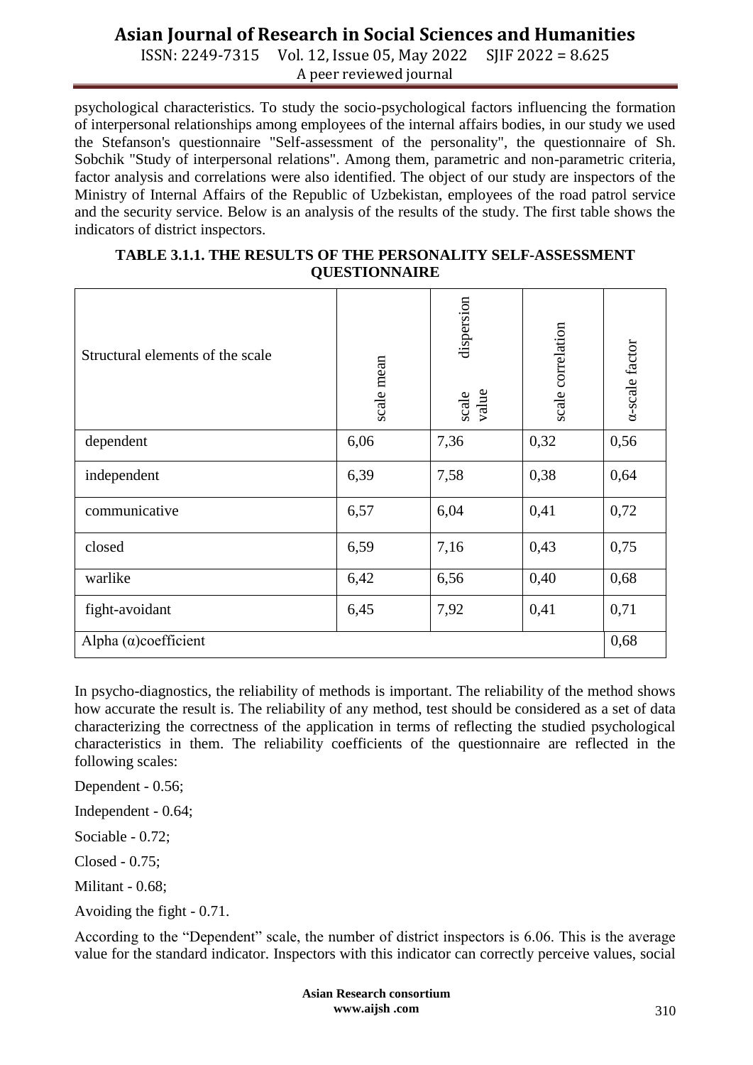psychological characteristics. To study the socio-psychological factors influencing the formation of interpersonal relationships among employees of the internal affairs bodies, in our study we used the Stefanson's questionnaire "Self-assessment of the personality", the questionnaire of Sh. Sobchik "Study of interpersonal relations". Among them, parametric and non-parametric criteria, factor analysis and correlations were also identified. The object of our study are inspectors of the Ministry of Internal Affairs of the Republic of Uzbekistan, employees of the road patrol service and the security service. Below is an analysis of the results of the study. The first table shows the indicators of district inspectors.

**TABLE 3.1.1. THE RESULTS OF THE PERSONALITY SELF-ASSESSMENT QUESTIONNAIRE**

| Structural elements of the scale | scale mean | dispersion scale value | scale correlation | α-scale factor |
|---|---|---|---|---|
| dependent | 6,06 | 7,36 | 0,32 | 0,56 |
| independent | 6,39 | 7,58 | 0,38 | 0,64 |
| communicative | 6,57 | 6,04 | 0,41 | 0,72 |
| closed | 6,59 | 7,16 | 0,43 | 0,75 |
| warlike | 6,42 | 6,56 | 0,40 | 0,68 |
| fight-avoidant | 6,45 | 7,92 | 0,41 | 0,71 |
| Alpha (α)coefficient | | | | 0,68 |

In psycho-diagnostics, the reliability of methods is important. The reliability of the method shows how accurate the result is. The reliability of any method, test should be considered as a set of data characterizing the correctness of the application in terms of reflecting the studied psychological characteristics in them. The reliability coefficients of the questionnaire are reflected in the following scales:

Dependent - 0.56;

Independent - 0.64;

Sociable - 0.72;

Closed - 0.75;

Militant - 0.68;

Avoiding the fight - 0.71.

According to the "Dependent" scale, the number of district inspectors is 6.06. This is the average value for the standard indicator. Inspectors with this indicator can correctly perceive values, social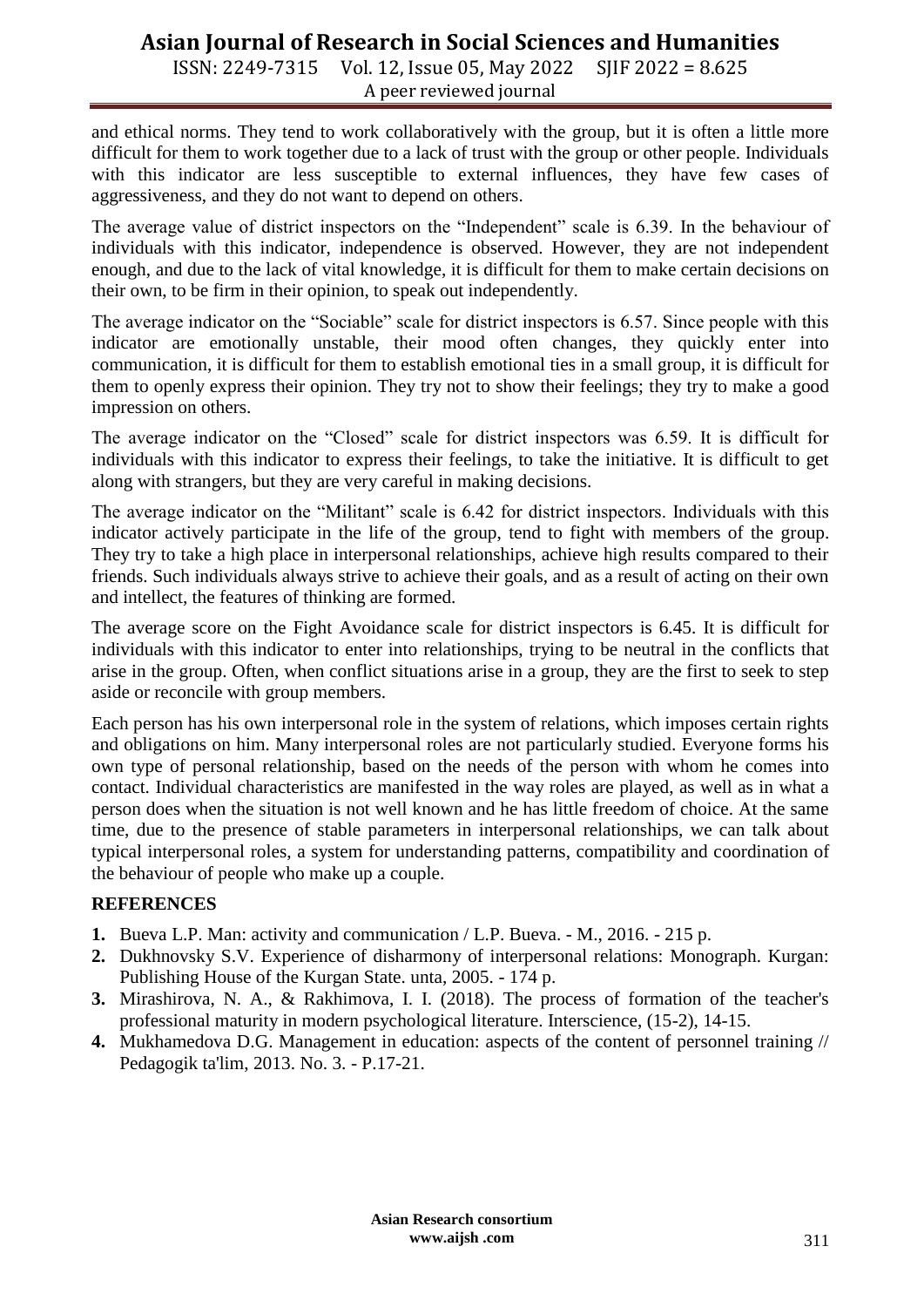and ethical norms. They tend to work collaboratively with the group, but it is often a little more difficult for them to work together due to a lack of trust with the group or other people. Individuals with this indicator are less susceptible to external influences, they have few cases of aggressiveness, and they do not want to depend on others.

The average value of district inspectors on the "Independent" scale is 6.39. In the behaviour of individuals with this indicator, independence is observed. However, they are not independent enough, and due to the lack of vital knowledge, it is difficult for them to make certain decisions on their own, to be firm in their opinion, to speak out independently.

The average indicator on the "Sociable" scale for district inspectors is 6.57. Since people with this indicator are emotionally unstable, their mood often changes, they quickly enter into communication, it is difficult for them to establish emotional ties in a small group, it is difficult for them to openly express their opinion. They try not to show their feelings; they try to make a good impression on others.

The average indicator on the "Closed" scale for district inspectors was 6.59. It is difficult for individuals with this indicator to express their feelings, to take the initiative. It is difficult to get along with strangers, but they are very careful in making decisions.

The average indicator on the "Militant" scale is 6.42 for district inspectors. Individuals with this indicator actively participate in the life of the group, tend to fight with members of the group. They try to take a high place in interpersonal relationships, achieve high results compared to their friends. Such individuals always strive to achieve their goals, and as a result of acting on their own and intellect, the features of thinking are formed.

The average score on the Fight Avoidance scale for district inspectors is 6.45. It is difficult for individuals with this indicator to enter into relationships, trying to be neutral in the conflicts that arise in the group. Often, when conflict situations arise in a group, they are the first to seek to step aside or reconcile with group members.

Each person has his own interpersonal role in the system of relations, which imposes certain rights and obligations on him. Many interpersonal roles are not particularly studied. Everyone forms his own type of personal relationship, based on the needs of the person with whom he comes into contact. Individual characteristics are manifested in the way roles are played, as well as in what a person does when the situation is not well known and he has little freedom of choice. At the same time, due to the presence of stable parameters in interpersonal relationships, we can talk about typical interpersonal roles, a system for understanding patterns, compatibility and coordination of the behaviour of people who make up a couple.

## REFERENCES

1. Bueva L.P. Man: activity and communication / L.P. Bueva. - M., 2016. - 215 p.
2. Dukhnovsky S.V. Experience of disharmony of interpersonal relations: Monograph. Kurgan: Publishing House of the Kurgan State. unta, 2005. - 174 p.
3. Mirashirova, N. A., & Rakhimova, I. I. (2018). The process of formation of the teacher's professional maturity in modern psychological literature. Interscience, (15-2), 14-15.
4. Mukhamedova D.G. Management in education: aspects of the content of personnel training // Pedagogik ta'lim, 2013. No. 3. - P.17-21.